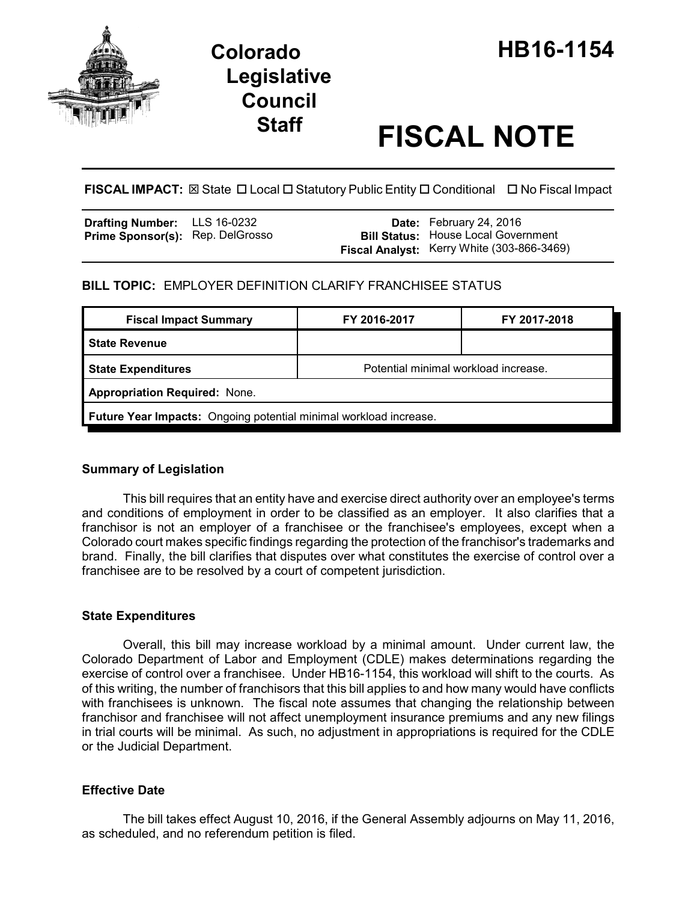# Colorado Legislative Council Staff

# HB16-1154

# FISCAL NOTE

**FISCAL IMPACT:** ☒ State ☐ Local ☐ Statutory Public Entity ☐ Conditional ☐ No Fiscal Impact

| | | | |
|---|---|---|---|
| **Drafting Number:** | LLS 16-0232 | **Date:** | February 24, 2016 |
| **Prime Sponsor(s):** | Rep. DelGrosso | **Bill Status:** | House Local Government |
| | | **Fiscal Analyst:** | Kerry White (303-866-3469) |

**BILL TOPIC:** EMPLOYER DEFINITION CLARIFY FRANCHISEE STATUS

| Fiscal Impact Summary | FY 2016-2017 | FY 2017-2018 |
|---|---|---|
| **State Revenue** | | |
| **State Expenditures** | Potential minimal workload increase. | |
| **Appropriation Required:** None. | | |
| **Future Year Impacts:** Ongoing potential minimal workload increase. | | |

### Summary of Legislation

This bill requires that an entity have and exercise direct authority over an employee's terms and conditions of employment in order to be classified as an employer. It also clarifies that a franchisor is not an employer of a franchisee or the franchisee's employees, except when a Colorado court makes specific findings regarding the protection of the franchisor's trademarks and brand. Finally, the bill clarifies that disputes over what constitutes the exercise of control over a franchisee are to be resolved by a court of competent jurisdiction.

### State Expenditures

Overall, this bill may increase workload by a minimal amount. Under current law, the Colorado Department of Labor and Employment (CDLE) makes determinations regarding the exercise of control over a franchisee. Under HB16-1154, this workload will shift to the courts. As of this writing, the number of franchisors that this bill applies to and how many would have conflicts with franchisees is unknown. The fiscal note assumes that changing the relationship between franchisor and franchisee will not affect unemployment insurance premiums and any new filings in trial courts will be minimal. As such, no adjustment in appropriations is required for the CDLE or the Judicial Department.

### Effective Date

The bill takes effect August 10, 2016, if the General Assembly adjourns on May 11, 2016, as scheduled, and no referendum petition is filed.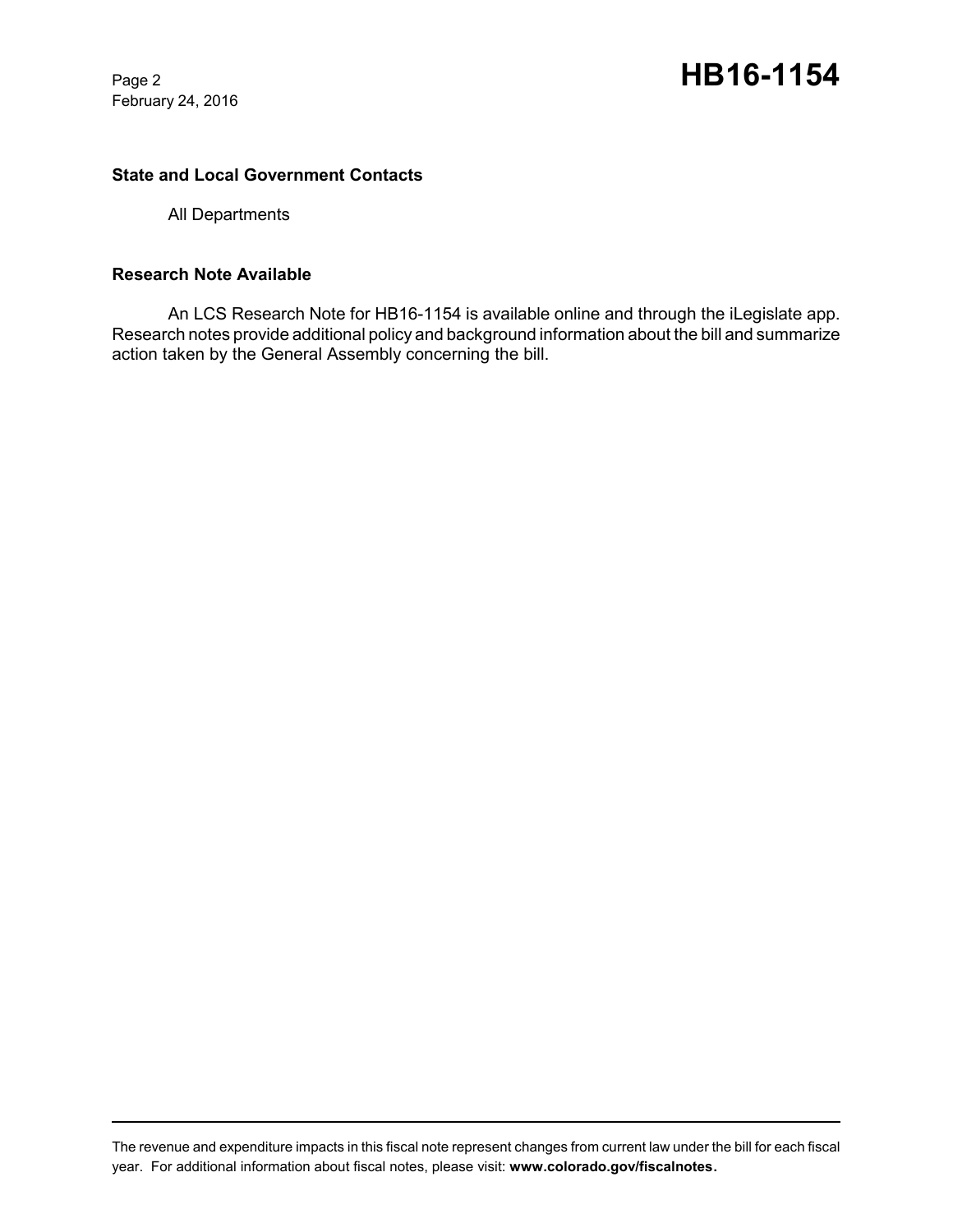**State and Local Government Contacts**

All Departments

**Research Note Available**

An LCS Research Note for HB16-1154 is available online and through the iLegislate app. Research notes provide additional policy and background information about the bill and summarize action taken by the General Assembly concerning the bill.

The revenue and expenditure impacts in this fiscal note represent changes from current law under the bill for each fiscal year. For additional information about fiscal notes, please visit: **www.colorado.gov/fiscalnotes.**